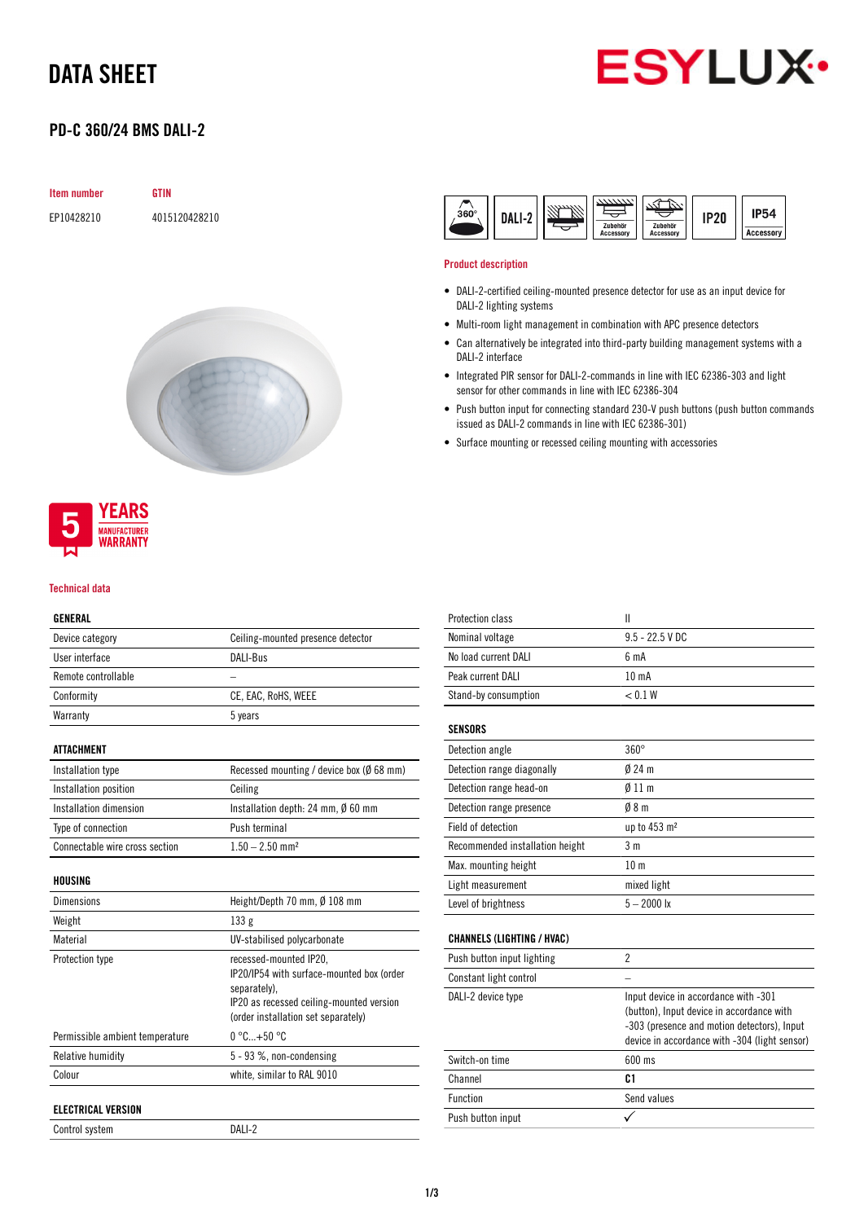# DATA SHEET

## PD-C 360/24 BMS DALI-2

| Item number | GTIN |
|---|---|
| EP10428210 | 4015120428210 |

360° | DALI-2 | Zubehör Accessory | Zubehör Accessory | IP20 | IP54 Accessory

### Product description

- DALI-2-certified ceiling-mounted presence detector for use as an input device for DALI-2 lighting systems
- Multi-room light management in combination with APC presence detectors
- Can alternatively be integrated into third-party building management systems with a DALI-2 interface
- Integrated PIR sensor for DALI-2-commands in line with IEC 62386-303 and light sensor for other commands in line with IEC 62386-304
- Push button input for connecting standard 230-V push buttons (push button commands issued as DALI-2 commands in line with IEC 62386-301)
- Surface mounting or recessed ceiling mounting with accessories

5 YEARS MANUFACTURER WARRANTY

### Technical data

| GENERAL | |
|---|---|
| Device category | Ceiling-mounted presence detector |
| User interface | DALI-Bus |
| Remote controllable | – |
| Conformity | CE, EAC, RoHS, WEEE |
| Warranty | 5 years |

| ATTACHMENT | |
|---|---|
| Installation type | Recessed mounting / device box (Ø 68 mm) |
| Installation position | Ceiling |
| Installation dimension | Installation depth: 24 mm, Ø 60 mm |
| Type of connection | Push terminal |
| Connectable wire cross section | 1.50 – 2.50 mm² |

| HOUSING | |
|---|---|
| Dimensions | Height/Depth 70 mm, Ø 108 mm |
| Weight | 133 g |
| Material | UV-stabilised polycarbonate |
| Protection type | recessed-mounted IP20, IP20/IP54 with surface-mounted box (order separately), IP20 as recessed ceiling-mounted version (order installation set separately) |
| Permissible ambient temperature | 0 °C...+50 °C |
| Relative humidity | 5 - 93 %, non-condensing |
| Colour | white, similar to RAL 9010 |

| ELECTRICAL VERSION | |
|---|---|
| Control system | DALI-2 |
| Protection class | II |
| Nominal voltage | 9.5 - 22.5 V DC |
| No load current DALI | 6 mA |
| Peak current DALI | 10 mA |
| Stand-by consumption | < 0.1 W |

| SENSORS | |
|---|---|
| Detection angle | 360° |
| Detection range diagonally | Ø 24 m |
| Detection range head-on | Ø 11 m |
| Detection range presence | Ø 8 m |
| Field of detection | up to 453 m² |
| Recommended installation height | 3 m |
| Max. mounting height | 10 m |
| Light measurement | mixed light |
| Level of brightness | 5 – 2000 lx |

| CHANNELS (LIGHTING / HVAC) | |
|---|---|
| Push button input lighting | 2 |
| Constant light control | – |
| DALI-2 device type | Input device in accordance with -301 (button), Input device in accordance with -303 (presence and motion detectors), Input device in accordance with -304 (light sensor) |
| Switch-on time | 600 ms |
| Channel | **C1** |
| Function | Send values |
| Push button input | ✓ |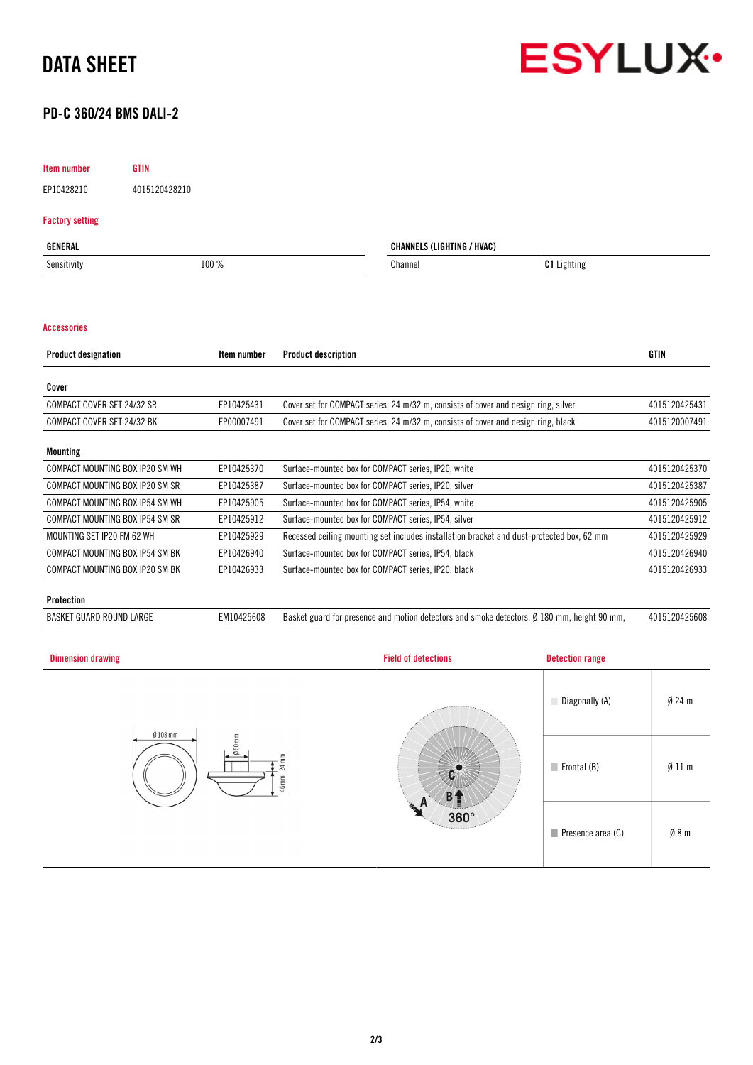# DATA SHEET

## PD-C 360/24 BMS DALI-2

| Item number | GTIN |
|---|---|
| EP10428210 | 4015120428210 |

### Factory setting

| GENERAL | |
|---|---|
| Sensitivity | 100 % |

| CHANNELS (LIGHTING / HVAC) | |
|---|---|
| Channel | **C1** Lighting |

### Accessories

| Product designation | Item number | Product description | GTIN |
|---|---|---|---|
| **Cover** | | | |
| COMPACT COVER SET 24/32 SR | EP10425431 | Cover set for COMPACT series, 24 m/32 m, consists of cover and design ring, silver | 4015120425431 |
| COMPACT COVER SET 24/32 BK | EP00007491 | Cover set for COMPACT series, 24 m/32 m, consists of cover and design ring, black | 4015120007491 |
| **Mounting** | | | |
| COMPACT MOUNTING BOX IP20 SM WH | EP10425370 | Surface-mounted box for COMPACT series, IP20, white | 4015120425370 |
| COMPACT MOUNTING BOX IP20 SM SR | EP10425387 | Surface-mounted box for COMPACT series, IP20, silver | 4015120425387 |
| COMPACT MOUNTING BOX IP54 SM WH | EP10425905 | Surface-mounted box for COMPACT series, IP54, white | 4015120425905 |
| COMPACT MOUNTING BOX IP54 SM SR | EP10425912 | Surface-mounted box for COMPACT series, IP54, silver | 4015120425912 |
| MOUNTING SET IP20 FM 62 WH | EP10425929 | Recessed ceiling mounting set includes installation bracket and dust-protected box, 62 mm | 4015120425929 |
| COMPACT MOUNTING BOX IP54 SM BK | EP10426940 | Surface-mounted box for COMPACT series, IP54, black | 4015120426940 |
| COMPACT MOUNTING BOX IP20 SM BK | EP10426933 | Surface-mounted box for COMPACT series, IP20, black | 4015120426933 |
| **Protection** | | | |
| BASKET GUARD ROUND LARGE | EM10425608 | Basket guard for presence and motion detectors and smoke detectors, Ø 180 mm, height 90 mm, | 4015120425608 |

### Dimension drawing

Ø 108 mm, Ø 60 mm, 24 mm, 46 mm

### Field of detections

360°

### Detection range

| | |
|---|---|
| Diagonally (A) | Ø 24 m |
| Frontal (B) | Ø 11 m |
| Presence area (C) | Ø 8 m |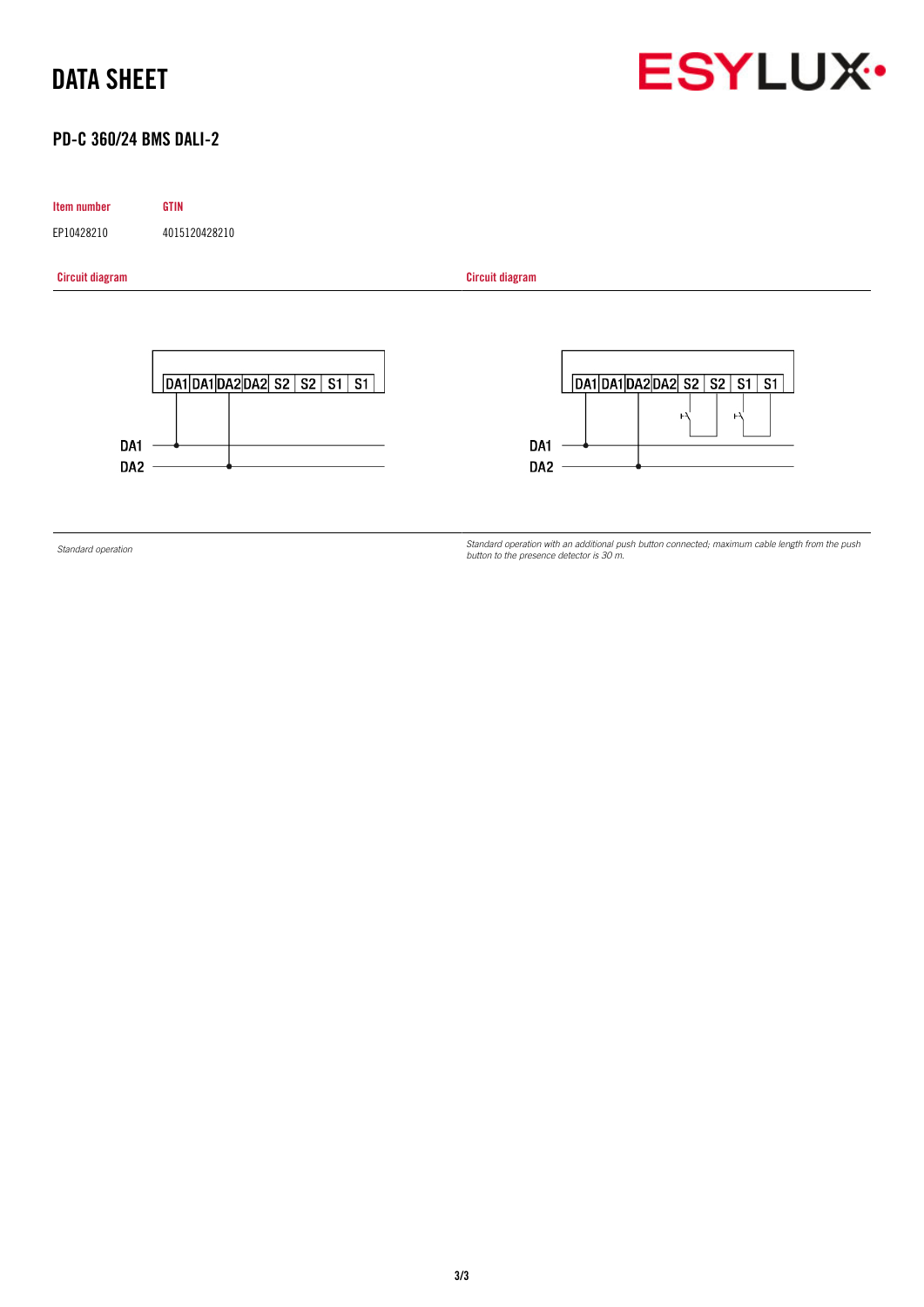# DATA SHEET

## PD-C 360/24 BMS DALI-2

| Item number | GTIN |
| --- | --- |
| EP10428210 | 4015120428210 |

**Circuit diagram**

DA1 DA1 DA2 DA2 S2 S2 S1 S1

DA1

DA2

*Standard operation*

**Circuit diagram**

DA1 DA1 DA2 DA2 S2 S2 S1 S1

DA1

DA2

*Standard operation with an additional push button connected; maximum cable length from the push button to the presence detector is 30 m.*